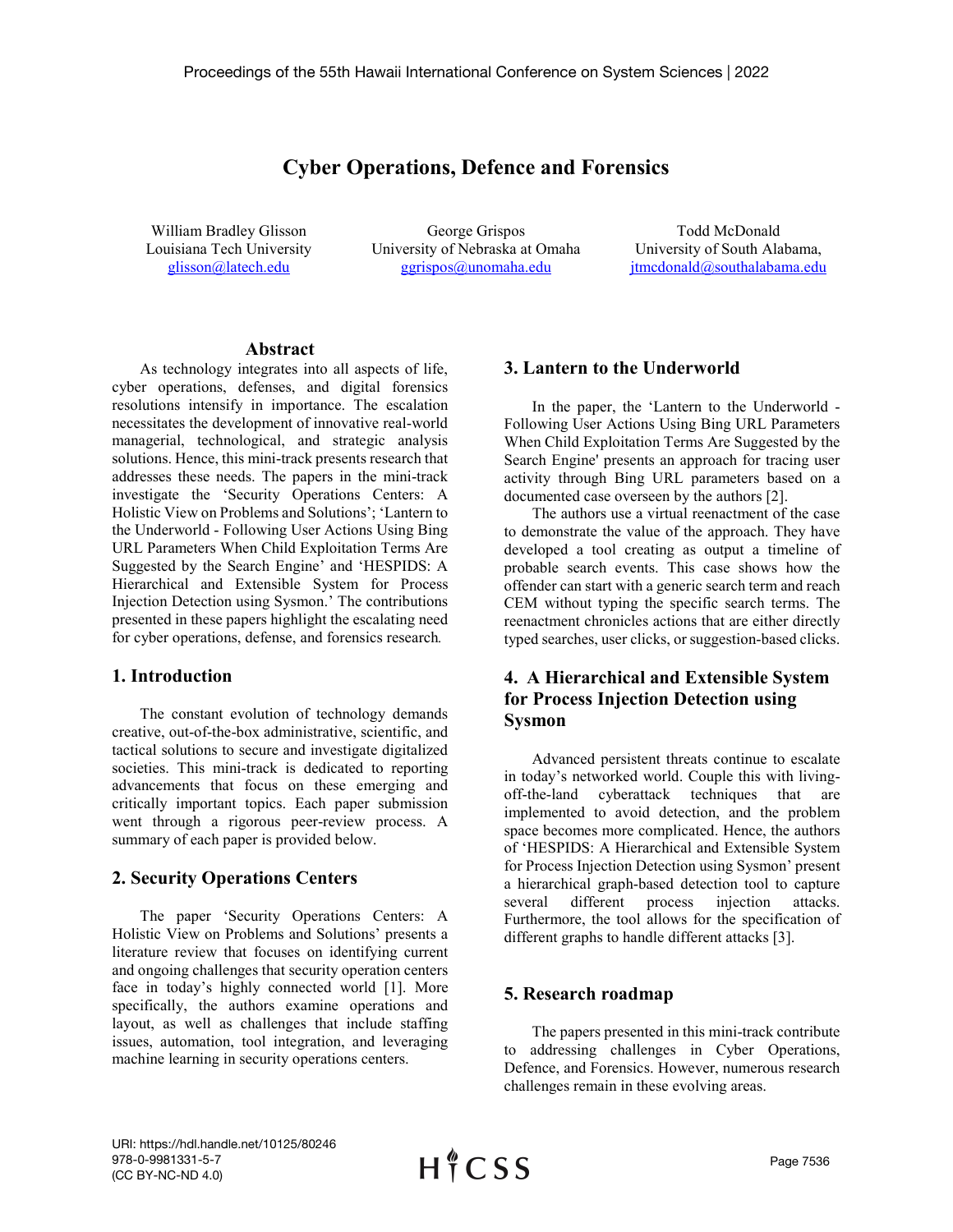# Cyber Operations, Defence and Forensics

William Bradley Glisson
Louisiana Tech University
glisson@latech.edu

George Grispos
University of Nebraska at Omaha
ggrispos@unomaha.edu

Todd McDonald
University of South Alabama,
jtmcdonald@southalabama.edu

## Abstract

As technology integrates into all aspects of life, cyber operations, defenses, and digital forensics resolutions intensify in importance. The escalation necessitates the development of innovative real-world managerial, technological, and strategic analysis solutions. Hence, this mini-track presents research that addresses these needs. The papers in the mini-track investigate the 'Security Operations Centers: A Holistic View on Problems and Solutions'; 'Lantern to the Underworld - Following User Actions Using Bing URL Parameters When Child Exploitation Terms Are Suggested by the Search Engine' and 'HESPIDS: A Hierarchical and Extensible System for Process Injection Detection using Sysmon.' The contributions presented in these papers highlight the escalating need for cyber operations, defense, and forensics research.

## 1. Introduction

The constant evolution of technology demands creative, out-of-the-box administrative, scientific, and tactical solutions to secure and investigate digitalized societies. This mini-track is dedicated to reporting advancements that focus on these emerging and critically important topics. Each paper submission went through a rigorous peer-review process. A summary of each paper is provided below.

## 2. Security Operations Centers

The paper 'Security Operations Centers: A Holistic View on Problems and Solutions' presents a literature review that focuses on identifying current and ongoing challenges that security operation centers face in today's highly connected world [1]. More specifically, the authors examine operations and layout, as well as challenges that include staffing issues, automation, tool integration, and leveraging machine learning in security operations centers.

## 3. Lantern to the Underworld

In the paper, the 'Lantern to the Underworld - Following User Actions Using Bing URL Parameters When Child Exploitation Terms Are Suggested by the Search Engine' presents an approach for tracing user activity through Bing URL parameters based on a documented case overseen by the authors [2].

The authors use a virtual reenactment of the case to demonstrate the value of the approach. They have developed a tool creating as output a timeline of probable search events. This case shows how the offender can start with a generic search term and reach CEM without typing the specific search terms. The reenactment chronicles actions that are either directly typed searches, user clicks, or suggestion-based clicks.

## 4. A Hierarchical and Extensible System for Process Injection Detection using Sysmon

Advanced persistent threats continue to escalate in today's networked world. Couple this with living-off-the-land cyberattack techniques that are implemented to avoid detection, and the problem space becomes more complicated. Hence, the authors of 'HESPIDS: A Hierarchical and Extensible System for Process Injection Detection using Sysmon' present a hierarchical graph-based detection tool to capture several different process injection attacks. Furthermore, the tool allows for the specification of different graphs to handle different attacks [3].

## 5. Research roadmap

The papers presented in this mini-track contribute to addressing challenges in Cyber Operations, Defence, and Forensics. However, numerous research challenges remain in these evolving areas.

URI: https://hdl.handle.net/10125/80246
978-0-9981331-5-7
(CC BY-NC-ND 4.0)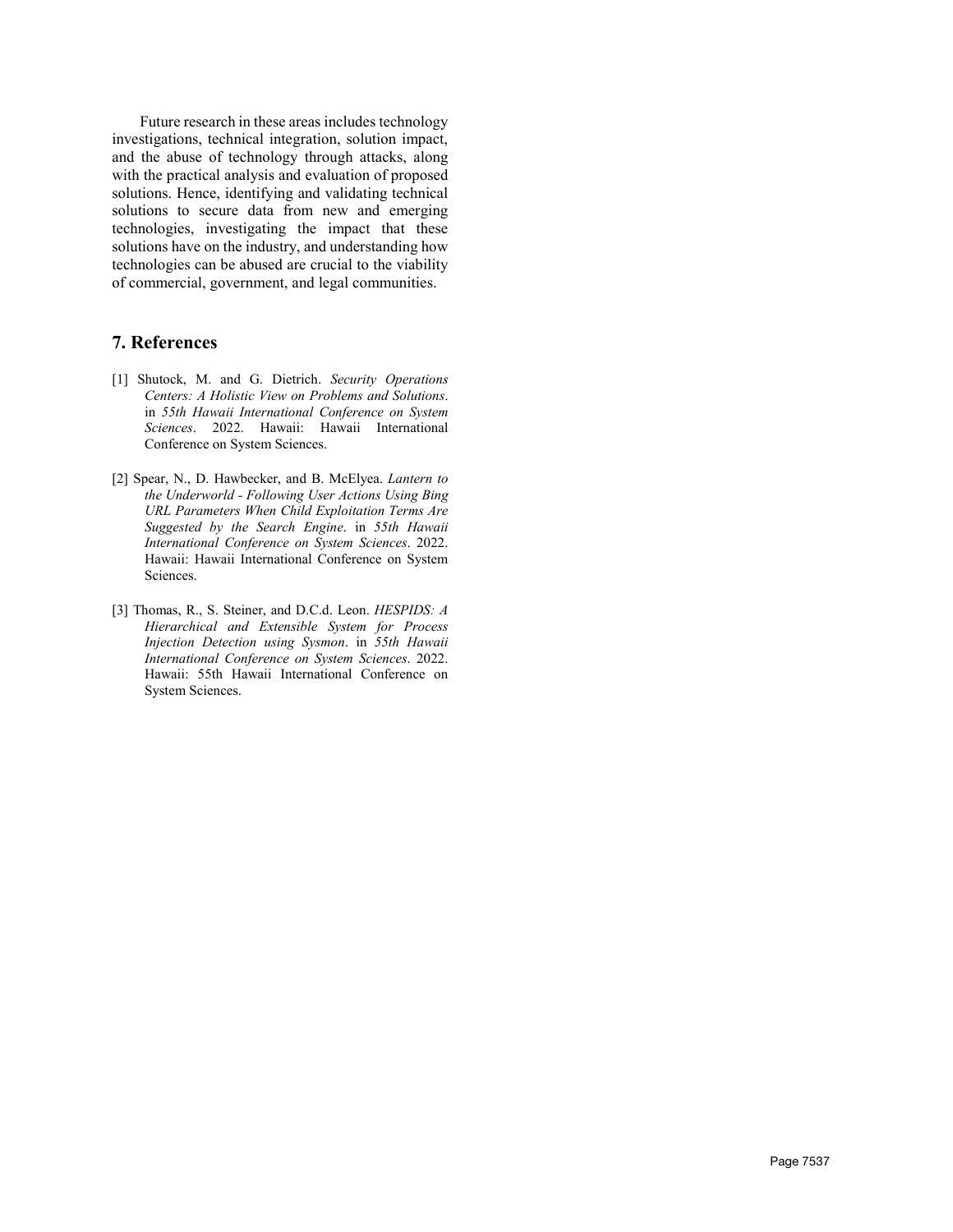Future research in these areas includes technology investigations, technical integration, solution impact, and the abuse of technology through attacks, along with the practical analysis and evaluation of proposed solutions. Hence, identifying and validating technical solutions to secure data from new and emerging technologies, investigating the impact that these solutions have on the industry, and understanding how technologies can be abused are crucial to the viability of commercial, government, and legal communities.

## 7. References

[1] Shutock, M. and G. Dietrich. *Security Operations Centers: A Holistic View on Problems and Solutions*. in *55th Hawaii International Conference on System Sciences*. 2022. Hawaii: Hawaii International Conference on System Sciences.

[2] Spear, N., D. Hawbecker, and B. McElyea. *Lantern to the Underworld - Following User Actions Using Bing URL Parameters When Child Exploitation Terms Are Suggested by the Search Engine*. in *55th Hawaii International Conference on System Sciences*. 2022. Hawaii: Hawaii International Conference on System Sciences.

[3] Thomas, R., S. Steiner, and D.C.d. Leon. *HESPIDS: A Hierarchical and Extensible System for Process Injection Detection using Sysmon*. in *55th Hawaii International Conference on System Sciences*. 2022. Hawaii: 55th Hawaii International Conference on System Sciences.